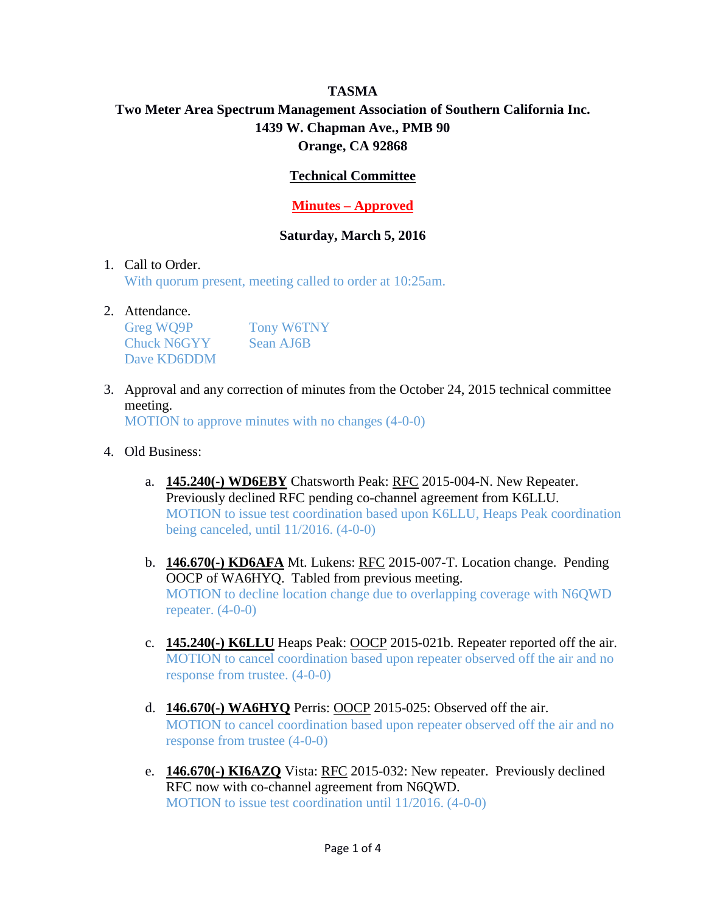**TASMA**

**Two Meter Area Spectrum Management Association of Southern California Inc.**

**1439 W. Chapman Ave., PMB 90**

**Orange, CA 92868**

## Technical Committee

## Minutes – Approved

**Saturday, March 5, 2016**

1. Call to Order.
   With quorum present, meeting called to order at 10:25am.

2. Attendance.
   Greg WQ9P
   Chuck N6GYY
   Dave KD6DDM
   Tony W6TNY
   Sean AJ6B

3. Approval and any correction of minutes from the October 24, 2015 technical committee meeting.
   MOTION to approve minutes with no changes (4-0-0)

4. Old Business:

   a. **145.240(-) WD6EBY** Chatsworth Peak: RFC 2015-004-N. New Repeater. Previously declined RFC pending co-channel agreement from K6LLU.
      MOTION to issue test coordination based upon K6LLU, Heaps Peak coordination being canceled, until 11/2016. (4-0-0)

   b. **146.670(-) KD6AFA** Mt. Lukens: RFC 2015-007-T. Location change. Pending OOCP of WA6HYQ. Tabled from previous meeting.
      MOTION to decline location change due to overlapping coverage with N6QWD repeater. (4-0-0)

   c. **145.240(-) K6LLU** Heaps Peak: OOCP 2015-021b. Repeater reported off the air.
      MOTION to cancel coordination based upon repeater observed off the air and no response from trustee. (4-0-0)

   d. **146.670(-) WA6HYQ** Perris: OOCP 2015-025: Observed off the air.
      MOTION to cancel coordination based upon repeater observed off the air and no response from trustee (4-0-0)

   e. **146.670(-) KI6AZQ** Vista: RFC 2015-032: New repeater. Previously declined RFC now with co-channel agreement from N6QWD.
      MOTION to issue test coordination until 11/2016. (4-0-0)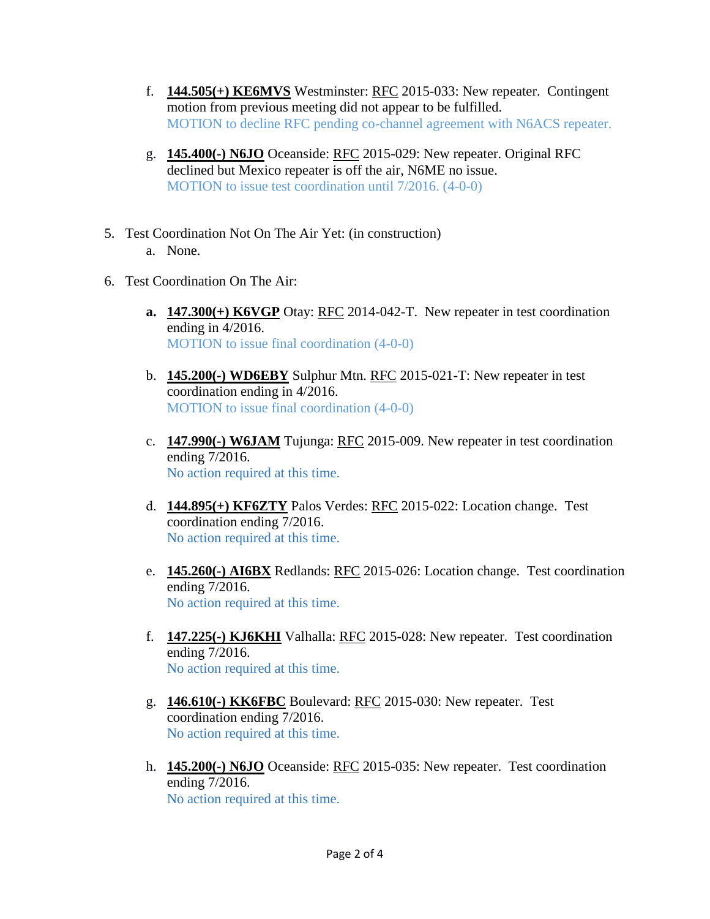f. **144.505(+) KE6MVS** Westminster: RFC 2015-033: New repeater. Contingent motion from previous meeting did not appear to be fulfilled.
MOTION to decline RFC pending co-channel agreement with N6ACS repeater.

g. **145.400(-) N6JO** Oceanside: RFC 2015-029: New repeater. Original RFC declined but Mexico repeater is off the air, N6ME no issue.
MOTION to issue test coordination until 7/2016. (4-0-0)

5. Test Coordination Not On The Air Yet: (in construction)
   a. None.

6. Test Coordination On The Air:

   **a.** **147.300(+) K6VGP** Otay: RFC 2014-042-T. New repeater in test coordination ending in 4/2016.
   MOTION to issue final coordination (4-0-0)

   b. **145.200(-) WD6EBY** Sulphur Mtn. RFC 2015-021-T: New repeater in test coordination ending in 4/2016.
   MOTION to issue final coordination (4-0-0)

   c. **147.990(-) W6JAM** Tujunga: RFC 2015-009. New repeater in test coordination ending 7/2016.
   No action required at this time.

   d. **144.895(+) KF6ZTY** Palos Verdes: RFC 2015-022: Location change. Test coordination ending 7/2016.
   No action required at this time.

   e. **145.260(-) AI6BX** Redlands: RFC 2015-026: Location change. Test coordination ending 7/2016.
   No action required at this time.

   f. **147.225(-) KJ6KHI** Valhalla: RFC 2015-028: New repeater. Test coordination ending 7/2016.
   No action required at this time.

   g. **146.610(-) KK6FBC** Boulevard: RFC 2015-030: New repeater. Test coordination ending 7/2016.
   No action required at this time.

   h. **145.200(-) N6JO** Oceanside: RFC 2015-035: New repeater. Test coordination ending 7/2016.
   No action required at this time.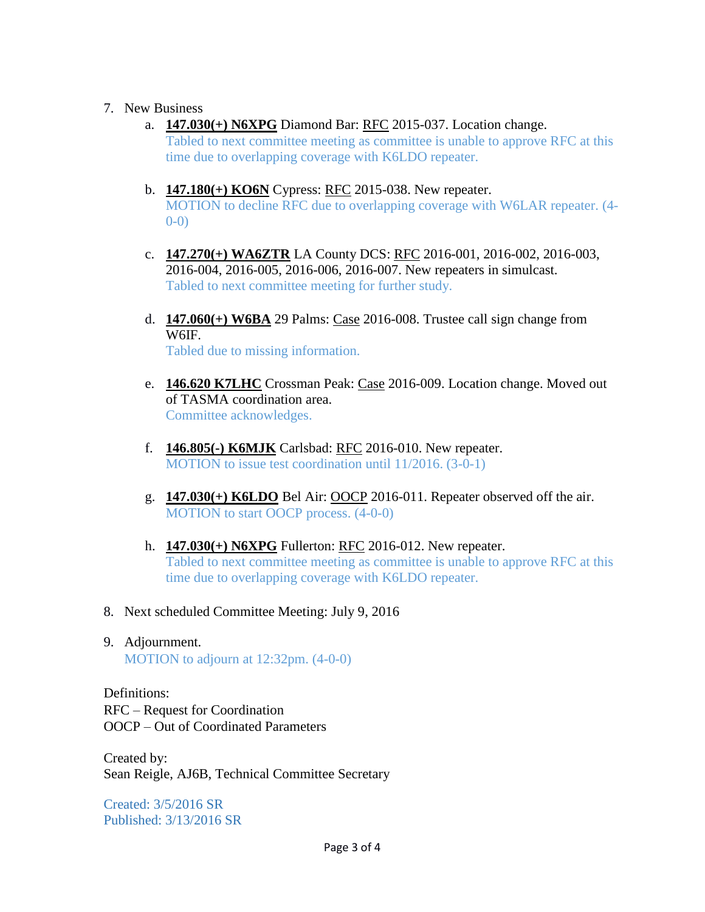7. New Business
    a. **147.030(+) N6XPG** Diamond Bar: RFC 2015-037. Location change.
       Tabled to next committee meeting as committee is unable to approve RFC at this time due to overlapping coverage with K6LDO repeater.

    b. **147.180(+) KO6N** Cypress: RFC 2015-038. New repeater.
       MOTION to decline RFC due to overlapping coverage with W6LAR repeater. (4-0-0)

    c. **147.270(+) WA6ZTR** LA County DCS: RFC 2016-001, 2016-002, 2016-003, 2016-004, 2016-005, 2016-006, 2016-007. New repeaters in simulcast.
       Tabled to next committee meeting for further study.

    d. **147.060(+) W6BA** 29 Palms: Case 2016-008. Trustee call sign change from W6IF.
       Tabled due to missing information.

    e. **146.620 K7LHC** Crossman Peak: Case 2016-009. Location change. Moved out of TASMA coordination area.
       Committee acknowledges.

    f. **146.805(-) K6MJK** Carlsbad: RFC 2016-010. New repeater.
       MOTION to issue test coordination until 11/2016. (3-0-1)

    g. **147.030(+) K6LDO** Bel Air: OOCP 2016-011. Repeater observed off the air.
       MOTION to start OOCP process. (4-0-0)

    h. **147.030(+) N6XPG** Fullerton: RFC 2016-012. New repeater.
       Tabled to next committee meeting as committee is unable to approve RFC at this time due to overlapping coverage with K6LDO repeater.

8. Next scheduled Committee Meeting: July 9, 2016

9. Adjournment.
   MOTION to adjourn at 12:32pm. (4-0-0)

Definitions:
RFC – Request for Coordination
OOCP – Out of Coordinated Parameters

Created by:
Sean Reigle, AJ6B, Technical Committee Secretary

Created: 3/5/2016 SR
Published: 3/13/2016 SR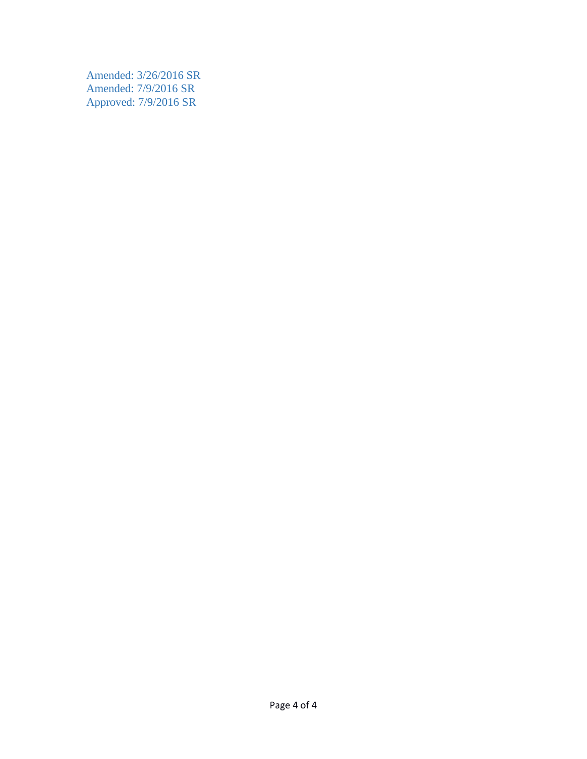Amended: 3/26/2016 SR
Amended: 7/9/2016 SR
Approved: 7/9/2016 SR